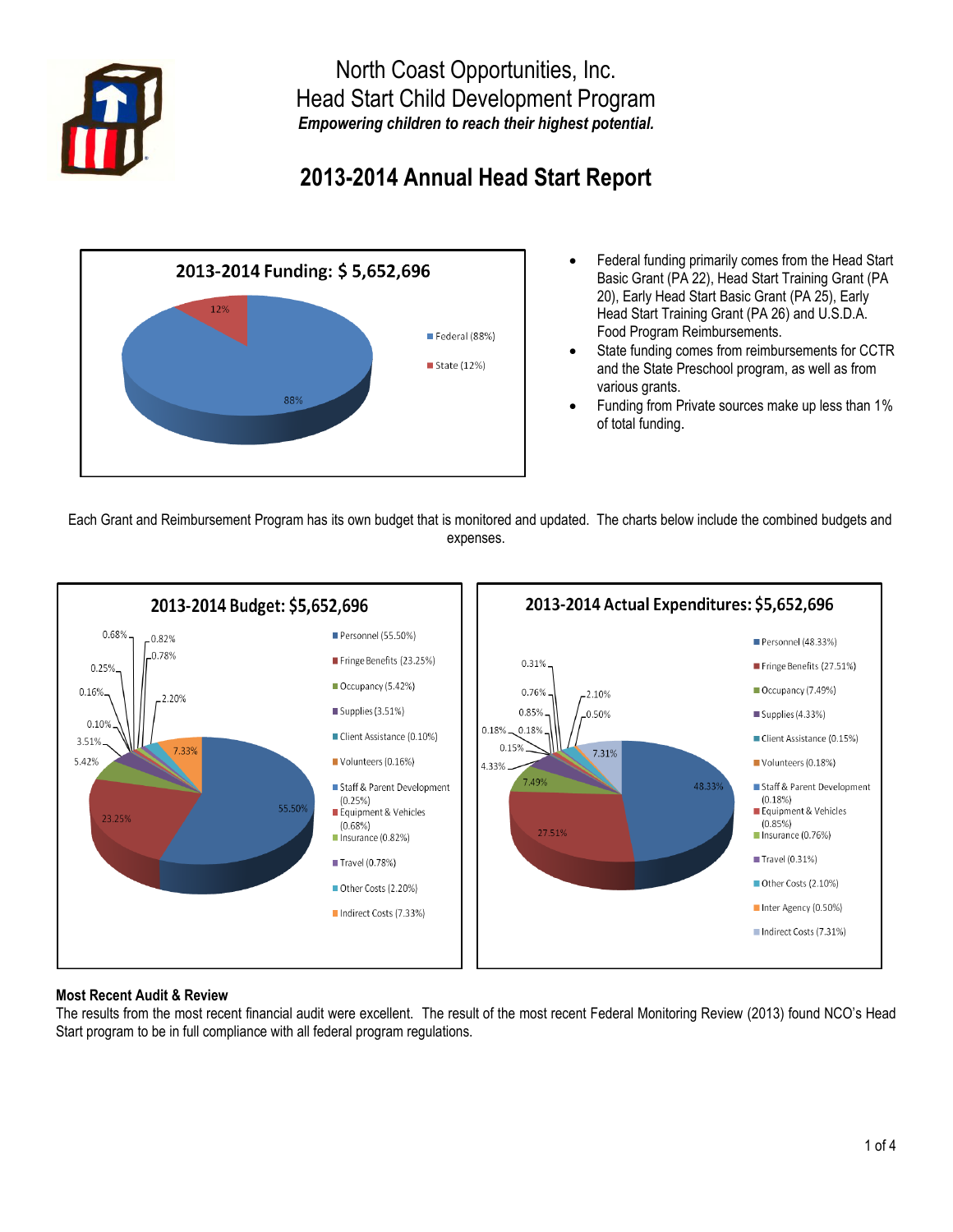# North Coast Opportunities, Inc.
## Head Start Child Development Program

***Empowering children to reach their highest potential.***

# 2013-2014 Annual Head Start Report

**2013-2014 Funding: $ 5,652,696**

- Federal (88%)
- State (12%)

- Federal funding primarily comes from the Head Start Basic Grant (PA 22), Head Start Training Grant (PA 20), Early Head Start Basic Grant (PA 25), Early Head Start Training Grant (PA 26) and U.S.D.A. Food Program Reimbursements.
- State funding comes from reimbursements for CCTR and the State Preschool program, as well as from various grants.
- Funding from Private sources make up less than 1% of total funding.

Each Grant and Reimbursement Program has its own budget that is monitored and updated. The charts below include the combined budgets and expenses.

**2013-2014 Budget: $5,652,696**

- Personnel (55.50%)
- Fringe Benefits (23.25%)
- Occupancy (5.42%)
- Supplies (3.51%)
- Client Assistance (0.10%)
- Volunteers (0.16%)
- Staff & Parent Development (0.25%)
- Equipment & Vehicles (0.68%)
- Insurance (0.82%)
- Travel (0.78%)
- Other Costs (2.20%)
- Indirect Costs (7.33%)

**2013-2014 Actual Expenditures: $5,652,696**

- Personnel (48.33%)
- Fringe Benefits (27.51%)
- Occupancy (7.49%)
- Supplies (4.33%)
- Client Assistance (0.15%)
- Volunteers (0.18%)
- Staff & Parent Development (0.18%)
- Equipment & Vehicles (0.85%)
- Insurance (0.76%)
- Travel (0.31%)
- Other Costs (2.10%)
- Inter Agency (0.50%)
- Indirect Costs (7.31%)

### Most Recent Audit & Review

The results from the most recent financial audit were excellent. The result of the most recent Federal Monitoring Review (2013) found NCO's Head Start program to be in full compliance with all federal program regulations.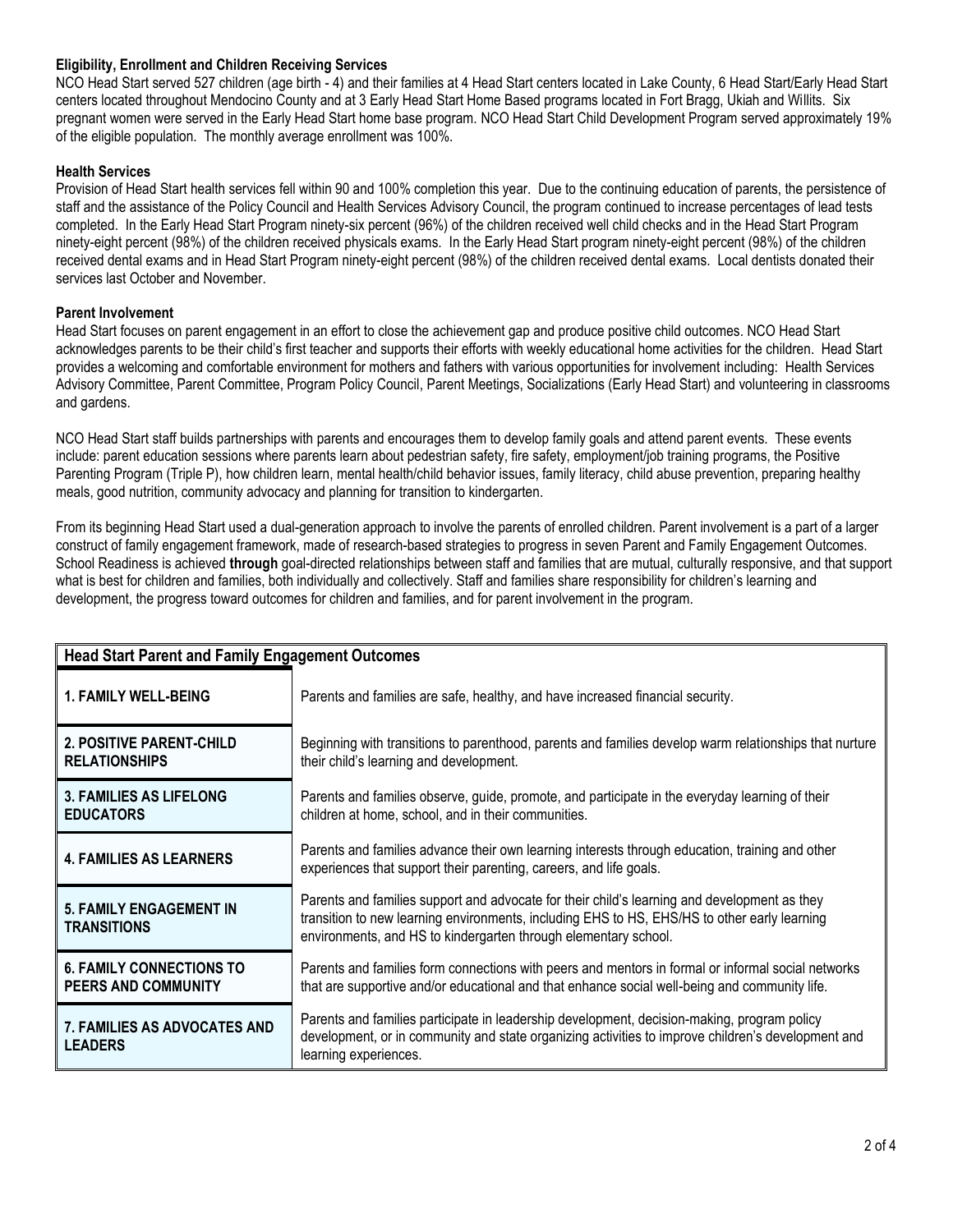### Eligibility, Enrollment and Children Receiving Services

NCO Head Start served 527 children (age birth - 4) and their families at 4 Head Start centers located in Lake County, 6 Head Start/Early Head Start centers located throughout Mendocino County and at 3 Early Head Start Home Based programs located in Fort Bragg, Ukiah and Willits. Six pregnant women were served in the Early Head Start home base program. NCO Head Start Child Development Program served approximately 19% of the eligible population. The monthly average enrollment was 100%.

### Health Services

Provision of Head Start health services fell within 90 and 100% completion this year. Due to the continuing education of parents, the persistence of staff and the assistance of the Policy Council and Health Services Advisory Council, the program continued to increase percentages of lead tests completed. In the Early Head Start Program ninety-six percent (96%) of the children received well child checks and in the Head Start Program ninety-eight percent (98%) of the children received physicals exams. In the Early Head Start program ninety-eight percent (98%) of the children received dental exams and in Head Start Program ninety-eight percent (98%) of the children received dental exams. Local dentists donated their services last October and November.

### Parent Involvement

Head Start focuses on parent engagement in an effort to close the achievement gap and produce positive child outcomes. NCO Head Start acknowledges parents to be their child's first teacher and supports their efforts with weekly educational home activities for the children. Head Start provides a welcoming and comfortable environment for mothers and fathers with various opportunities for involvement including: Health Services Advisory Committee, Parent Committee, Program Policy Council, Parent Meetings, Socializations (Early Head Start) and volunteering in classrooms and gardens.

NCO Head Start staff builds partnerships with parents and encourages them to develop family goals and attend parent events. These events include: parent education sessions where parents learn about pedestrian safety, fire safety, employment/job training programs, the Positive Parenting Program (Triple P), how children learn, mental health/child behavior issues, family literacy, child abuse prevention, preparing healthy meals, good nutrition, community advocacy and planning for transition to kindergarten.

From its beginning Head Start used a dual-generation approach to involve the parents of enrolled children. Parent involvement is a part of a larger construct of family engagement framework, made of research-based strategies to progress in seven Parent and Family Engagement Outcomes. School Readiness is achieved **through** goal-directed relationships between staff and families that are mutual, culturally responsive, and that support what is best for children and families, both individually and collectively. Staff and families share responsibility for children's learning and development, the progress toward outcomes for children and families, and for parent involvement in the program.

| Head Start Parent and Family Engagement Outcomes | |
|---|---|
| **1. FAMILY WELL-BEING** | Parents and families are safe, healthy, and have increased financial security. |
| **2. POSITIVE PARENT-CHILD RELATIONSHIPS** | Beginning with transitions to parenthood, parents and families develop warm relationships that nurture their child's learning and development. |
| **3. FAMILIES AS LIFELONG EDUCATORS** | Parents and families observe, guide, promote, and participate in the everyday learning of their children at home, school, and in their communities. |
| **4. FAMILIES AS LEARNERS** | Parents and families advance their own learning interests through education, training and other experiences that support their parenting, careers, and life goals. |
| **5. FAMILY ENGAGEMENT IN TRANSITIONS** | Parents and families support and advocate for their child's learning and development as they transition to new learning environments, including EHS to HS, EHS/HS to other early learning environments, and HS to kindergarten through elementary school. |
| **6. FAMILY CONNECTIONS TO PEERS AND COMMUNITY** | Parents and families form connections with peers and mentors in formal or informal social networks that are supportive and/or educational and that enhance social well-being and community life. |
| **7. FAMILIES AS ADVOCATES AND LEADERS** | Parents and families participate in leadership development, decision-making, program policy development, or in community and state organizing activities to improve children's development and learning experiences. |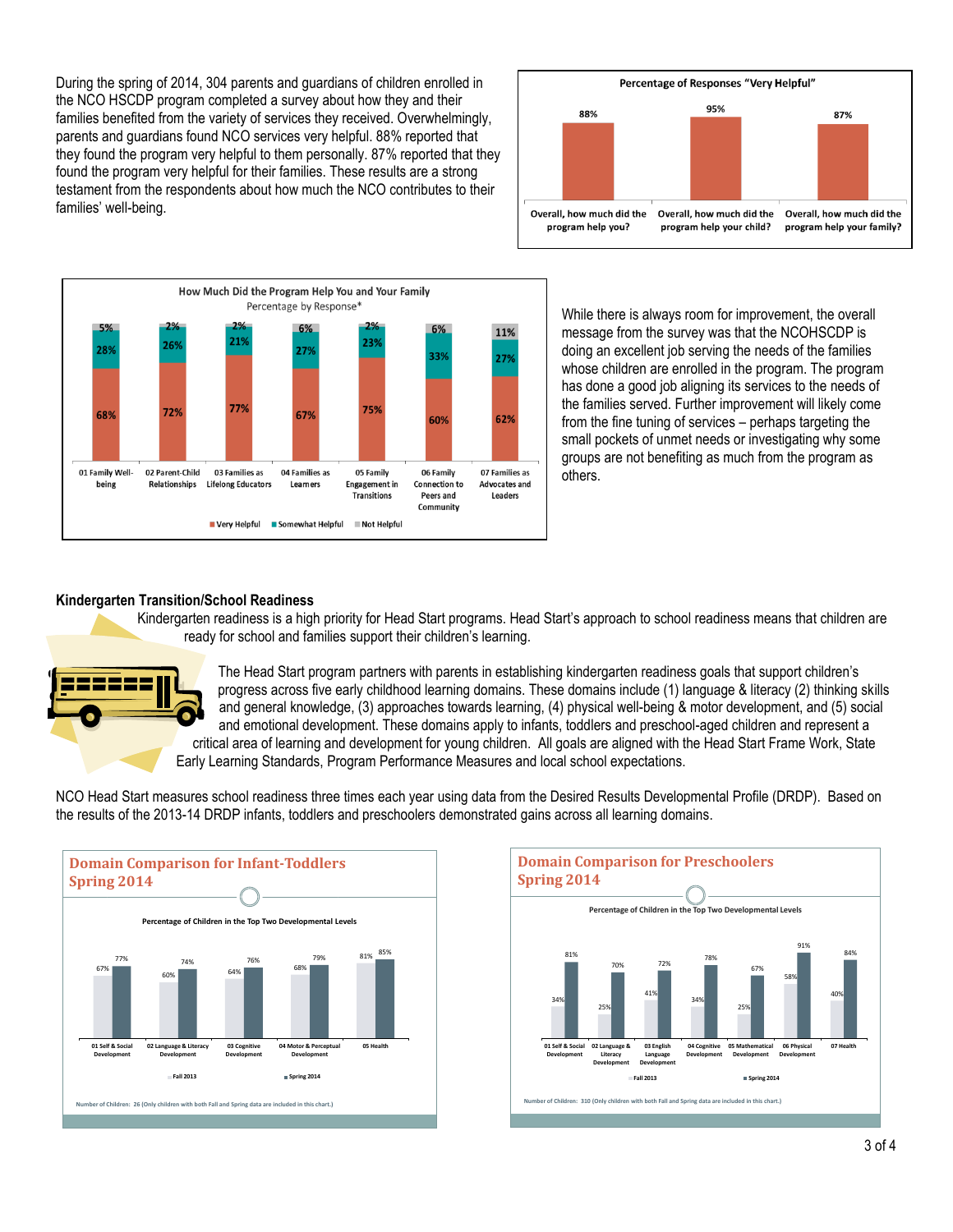During the spring of 2014, 304 parents and guardians of children enrolled in the NCO HSCDP program completed a survey about how they and their families benefited from the variety of services they received. Overwhelmingly, parents and guardians found NCO services very helpful. 88% reported that they found the program very helpful to them personally. 87% reported that they found the program very helpful for their families. These results are a strong testament from the respondents about how much the NCO contributes to their families' well-being.

**Percentage of Responses "Very Helpful"**

| Question | Very Helpful |
| --- | --- |
| Overall, how much did the program help you? | 88% |
| Overall, how much did the program help your child? | 95% |
| Overall, how much did the program help your family? | 87% |

**How Much Did the Program Help You and Your Family**
Percentage by Response*

| | Very Helpful | Somewhat Helpful | Not Helpful |
| --- | --- | --- | --- |
| 01 Family Well-being | 68% | 28% | 5% |
| 02 Parent-Child Relationships | 72% | 26% | 2% |
| 03 Families as Lifelong Educators | 77% | 21% | 2% |
| 04 Families as Learners | 67% | 27% | 6% |
| 05 Family Engagement in Transitions | 75% | 23% | 2% |
| 06 Family Connection to Peers and Community | 60% | 33% | 6% |
| 07 Families as Advocates and Leaders | 62% | 27% | 11% |

While there is always room for improvement, the overall message from the survey was that the NCOHSCDP is doing an excellent job serving the needs of the families whose children are enrolled in the program. The program has done a good job aligning its services to the needs of the families served. Further improvement will likely come from the fine tuning of services – perhaps targeting the small pockets of unmet needs or investigating why some groups are not benefiting as much from the program as others.

## Kindergarten Transition/School Readiness

Kindergarten readiness is a high priority for Head Start programs. Head Start's approach to school readiness means that children are ready for school and families support their children's learning.

The Head Start program partners with parents in establishing kindergarten readiness goals that support children's progress across five early childhood learning domains. These domains include (1) language & literacy (2) thinking skills and general knowledge, (3) approaches towards learning, (4) physical well-being & motor development, and (5) social and emotional development. These domains apply to infants, toddlers and preschool-aged children and represent a critical area of learning and development for young children. All goals are aligned with the Head Start Frame Work, State Early Learning Standards, Program Performance Measures and local school expectations.

NCO Head Start measures school readiness three times each year using data from the Desired Results Developmental Profile (DRDP). Based on the results of the 2013-14 DRDP infants, toddlers and preschoolers demonstrated gains across all learning domains.

**Domain Comparison for Infant-Toddlers Spring 2014**

Percentage of Children in the Top Two Developmental Levels

| Domain | Fall 2013 | Spring 2014 |
| --- | --- | --- |
| 01 Self & Social Development | 67% | 77% |
| 02 Language & Literacy Development | 60% | 74% |
| 03 Cognitive Development | 64% | 76% |
| 04 Motor & Perceptual Development | 68% | 79% |
| 05 Health | 81% | 85% |

Number of Children: 26 (Only children with both Fall and Spring data are included in this chart.)

**Domain Comparison for Preschoolers Spring 2014**

Percentage of Children in the Top Two Developmental Levels

| Domain | Fall 2013 | Spring 2014 |
| --- | --- | --- |
| 01 Self & Social Development | 34% | 81% |
| 02 Language & Literacy Development | 25% | 70% |
| 03 English Language Development | 41% | 72% |
| 04 Cognitive Development | 34% | 78% |
| 05 Mathematical Development | 25% | 67% |
| 06 Physical Development | 58% | 91% |
| 07 Health | 40% | 84% |

Number of Children: 310 (Only children with both Fall and Spring data are included in this chart.)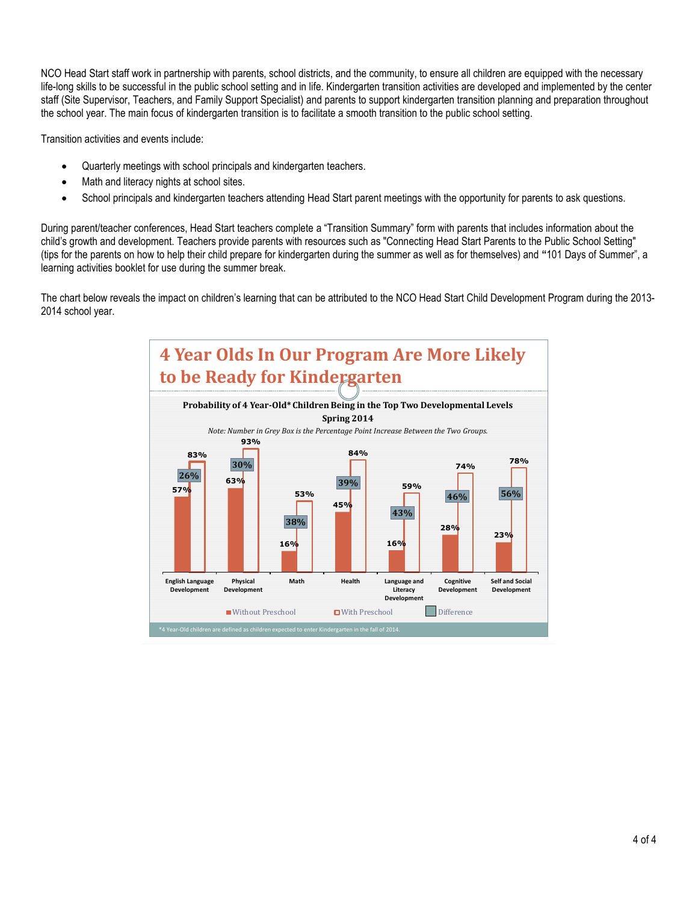NCO Head Start staff work in partnership with parents, school districts, and the community, to ensure all children are equipped with the necessary life-long skills to be successful in the public school setting and in life. Kindergarten transition activities are developed and implemented by the center staff (Site Supervisor, Teachers, and Family Support Specialist) and parents to support kindergarten transition planning and preparation throughout the school year. The main focus of kindergarten transition is to facilitate a smooth transition to the public school setting.

Transition activities and events include:

- Quarterly meetings with school principals and kindergarten teachers.
- Math and literacy nights at school sites.
- School principals and kindergarten teachers attending Head Start parent meetings with the opportunity for parents to ask questions.

During parent/teacher conferences, Head Start teachers complete a "Transition Summary" form with parents that includes information about the child's growth and development. Teachers provide parents with resources such as "Connecting Head Start Parents to the Public School Setting" (tips for the parents on how to help their child prepare for kindergarten during the summer as well as for themselves) and "101 Days of Summer", a learning activities booklet for use during the summer break.

The chart below reveals the impact on children's learning that can be attributed to the NCO Head Start Child Development Program during the 2013-2014 school year.

## 4 Year Olds In Our Program Are More Likely to be Ready for Kindergarten

**Probability of 4 Year-Old* Children Being in the Top Two Developmental Levels**
**Spring 2014**

*Note: Number in Grey Box is the Percentage Point Increase Between the Two Groups.*

English Language Development: 57%, 83%, 26%
Physical Development: 63%, 93%, 30%
Math: 16%, 53%, 38%
Health: 45%, 84%, 39%
Language and Literacy Development: 16%, 59%, 43%
Cognitive Development: 28%, 74%, 46%
Self and Social Development: 23%, 78%, 56%

Without Preschool | With Preschool | Difference

*4 Year-Old children are defined as children expected to enter Kindergarten in the fall of 2014.